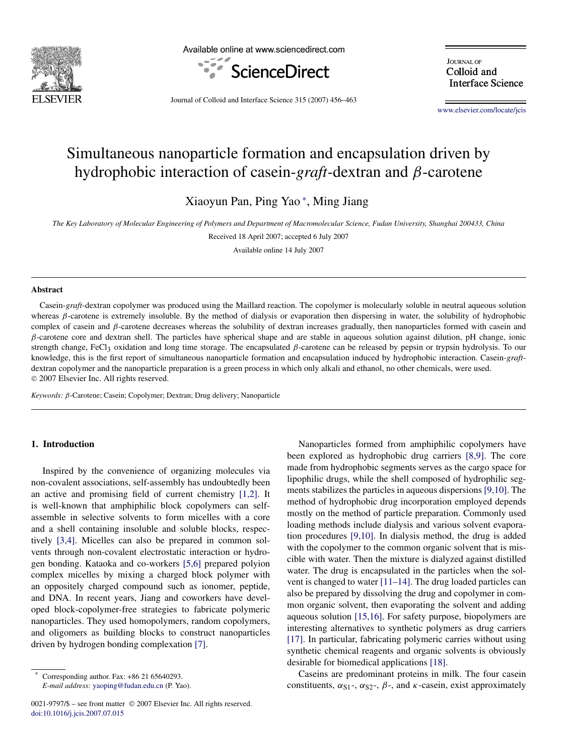# Simultaneous nanoparticle formation and encapsulation driven by hydrophobic interaction of casein-*graft*-dextran and $\beta$-carotene

Xiaoyun Pan, Ping Yao *, Ming Jiang

*The Key Laboratory of Molecular Engineering of Polymers and Department of Macromolecular Science, Fudan University, Shanghai 200433, China*

Received 18 April 2007; accepted 6 July 2007

Available online 14 July 2007

## Abstract

Casein-*graft*-dextran copolymer was produced using the Maillard reaction. The copolymer is molecularly soluble in neutral aqueous solution whereas $\beta$-carotene is extremely insoluble. By the method of dialysis or evaporation then dispersing in water, the solubility of hydrophobic complex of casein and $\beta$-carotene decreases whereas the solubility of dextran increases gradually, then nanoparticles formed with casein and $\beta$-carotene core and dextran shell. The particles have spherical shape and are stable in aqueous solution against dilution, pH change, ionic strength change, $FeCl_3$ oxidation and long time storage. The encapsulated $\beta$-carotene can be released by pepsin or trypsin hydrolysis. To our knowledge, this is the first report of simultaneous nanoparticle formation and encapsulation induced by hydrophobic interaction. Casein-*graft*-dextran copolymer and the nanoparticle preparation is a green process in which only alkali and ethanol, no other chemicals, were used.
© 2007 Elsevier Inc. All rights reserved.

*Keywords:* $\beta$-Carotene; Casein; Copolymer; Dextran; Drug delivery; Nanoparticle

## 1. Introduction

Inspired by the convenience of organizing molecules via non-covalent associations, self-assembly has undoubtedly been an active and promising field of current chemistry [1,2]. It is well-known that amphiphilic block copolymers can self-assemble in selective solvents to form micelles with a core and a shell containing insoluble and soluble blocks, respectively [3,4]. Micelles can also be prepared in common solvents through non-covalent electrostatic interaction or hydrogen bonding. Kataoka and co-workers [5,6] prepared polyion complex micelles by mixing a charged block polymer with an oppositely charged compound such as ionomer, peptide, and DNA. In recent years, Jiang and coworkers have developed block-copolymer-free strategies to fabricate polymeric nanoparticles. They used homopolymers, random copolymers, and oligomers as building blocks to construct nanoparticles driven by hydrogen bonding complexation [7].

Nanoparticles formed from amphiphilic copolymers have been explored as hydrophobic drug carriers [8,9]. The core made from hydrophobic segments serves as the cargo space for lipophilic drugs, while the shell composed of hydrophilic segments stabilizes the particles in aqueous dispersions [9,10]. The method of hydrophobic drug incorporation employed depends mostly on the method of particle preparation. Commonly used loading methods include dialysis and various solvent evaporation procedures [9,10]. In dialysis method, the drug is added with the copolymer to the common organic solvent that is miscible with water. Then the mixture is dialyzed against distilled water. The drug is encapsulated in the particles when the solvent is changed to water [11–14]. The drug loaded particles can also be prepared by dissolving the drug and copolymer in common organic solvent, then evaporating the solvent and adding aqueous solution [15,16]. For safety purpose, biopolymers are interesting alternatives to synthetic polymers as drug carriers [17]. In particular, fabricating polymeric carries without using synthetic chemical reagents and organic solvents is obviously desirable for biomedical applications [18].

Caseins are predominant proteins in milk. The four casein constituents, $\alpha_{S1}$-, $\alpha_{S2}$-, $\beta$-, and $\kappa$-casein, exist approximately

* Corresponding author. Fax: +86 21 65640293.
*E-mail address:* yaoping@fudan.edu.cn (P. Yao).

0021-9797/$ – see front matter © 2007 Elsevier Inc. All rights reserved.
doi:10.1016/j.jcis.2007.07.015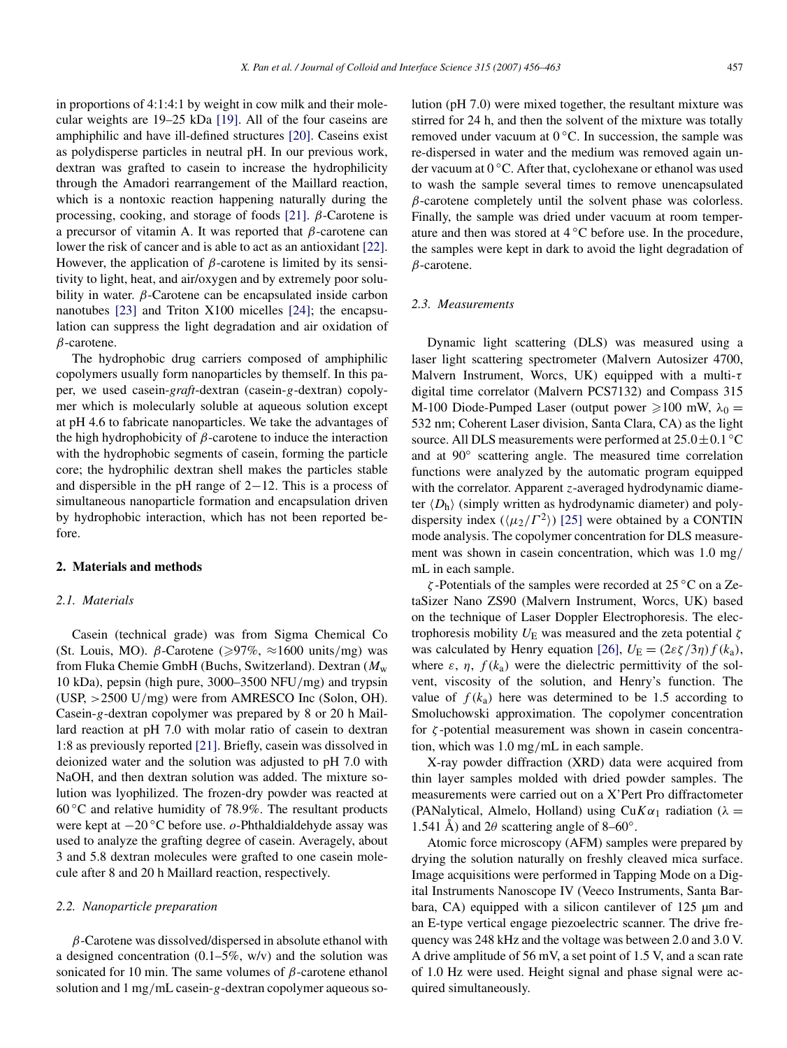in proportions of 4:1:4:1 by weight in cow milk and their molecular weights are 19–25 kDa [19]. All of the four caseins are amphiphilic and have ill-defined structures [20]. Caseins exist as polydisperse particles in neutral pH. In our previous work, dextran was grafted to casein to increase the hydrophilicity through the Amadori rearrangement of the Maillard reaction, which is a nontoxic reaction happening naturally during the processing, cooking, and storage of foods [21]. $\beta$-Carotene is a precursor of vitamin A. It was reported that $\beta$-carotene can lower the risk of cancer and is able to act as an antioxidant [22]. However, the application of $\beta$-carotene is limited by its sensitivity to light, heat, and air/oxygen and by extremely poor solubility in water. $\beta$-Carotene can be encapsulated inside carbon nanotubes [23] and Triton X100 micelles [24]; the encapsulation can suppress the light degradation and air oxidation of $\beta$-carotene.

The hydrophobic drug carriers composed of amphiphilic copolymers usually form nanoparticles by themself. In this paper, we used casein-*graft*-dextran (casein-*g*-dextran) copolymer which is molecularly soluble at aqueous solution except at pH 4.6 to fabricate nanoparticles. We take the advantages of the high hydrophobicity of $\beta$-carotene to induce the interaction with the hydrophobic segments of casein, forming the particle core; the hydrophilic dextran shell makes the particles stable and dispersible in the pH range of 2−12. This is a process of simultaneous nanoparticle formation and encapsulation driven by hydrophobic interaction, which has not been reported before.

## 2. Materials and methods

### 2.1. Materials

Casein (technical grade) was from Sigma Chemical Co (St. Louis, MO). $\beta$-Carotene ($\geqslant$97%, $\approx$1600 units/mg) was from Fluka Chemie GmbH (Buchs, Switzerland). Dextran ($M_w$ 10 kDa), pepsin (high pure, 3000–3500 NFU/mg) and trypsin (USP, >2500 U/mg) were from AMRESCO Inc (Solon, OH). Casein-*g*-dextran copolymer was prepared by 8 or 20 h Maillard reaction at pH 7.0 with molar ratio of casein to dextran 1:8 as previously reported [21]. Briefly, casein was dissolved in deionized water and the solution was adjusted to pH 7.0 with NaOH, and then dextran solution was added. The mixture solution was lyophilized. The frozen-dry powder was reacted at 60 °C and relative humidity of 78.9%. The resultant products were kept at −20 °C before use. *o*-Phthaldialdehyde assay was used to analyze the grafting degree of casein. Averagely, about 3 and 5.8 dextran molecules were grafted to one casein molecule after 8 and 20 h Maillard reaction, respectively.

### 2.2. Nanoparticle preparation

$\beta$-Carotene was dissolved/dispersed in absolute ethanol with a designed concentration (0.1–5%, w/v) and the solution was sonicated for 10 min. The same volumes of $\beta$-carotene ethanol solution and 1 mg/mL casein-*g*-dextran copolymer aqueous solution (pH 7.0) were mixed together, the resultant mixture was stirred for 24 h, and then the solvent of the mixture was totally removed under vacuum at 0 °C. In succession, the sample was re-dispersed in water and the medium was removed again under vacuum at 0 °C. After that, cyclohexane or ethanol was used to wash the sample several times to remove unencapsulated $\beta$-carotene completely until the solvent phase was colorless. Finally, the sample was dried under vacuum at room temperature and then was stored at 4 °C before use. In the procedure, the samples were kept in dark to avoid the light degradation of $\beta$-carotene.

### 2.3. Measurements

Dynamic light scattering (DLS) was measured using a laser light scattering spectrometer (Malvern Autosizer 4700, Malvern Instrument, Worcs, UK) equipped with a multi-$\tau$ digital time correlator (Malvern PCS7132) and Compass 315 M-100 Diode-Pumped Laser (output power $\geqslant$100 mW, $\lambda_0 =$ 532 nm; Coherent Laser division, Santa Clara, CA) as the light source. All DLS measurements were performed at 25.0±0.1 °C and at 90° scattering angle. The measured time correlation functions were analyzed by the automatic program equipped with the correlator. Apparent *z*-averaged hydrodynamic diameter $\langle D_h \rangle$ (simply written as hydrodynamic diameter) and polydispersity index ($\langle \mu_2/\Gamma^2 \rangle$) [25] were obtained by a CONTIN mode analysis. The copolymer concentration for DLS measurement was shown in casein concentration, which was 1.0 mg/mL in each sample.

$\zeta$-Potentials of the samples were recorded at 25 °C on a ZetaSizer Nano ZS90 (Malvern Instrument, Worcs, UK) based on the technique of Laser Doppler Electrophoresis. The electrophoresis mobility $U_E$ was measured and the zeta potential $\zeta$ was calculated by Henry equation [26], $U_E = (2\varepsilon\zeta/3\eta) f(k_a)$, where $\varepsilon$, $\eta$, $f(k_a)$ were the dielectric permittivity of the solvent, viscosity of the solution, and Henry's function. The value of $f(k_a)$ here was determined to be 1.5 according to Smoluchowski approximation. The copolymer concentration for $\zeta$-potential measurement was shown in casein concentration, which was 1.0 mg/mL in each sample.

X-ray powder diffraction (XRD) data were acquired from thin layer samples molded with dried powder samples. The measurements were carried out on a X'Pert Pro diffractometer (PANalytical, Almelo, Holland) using Cu$K\alpha_1$ radiation ($\lambda =$ 1.541 Å) and 2$\theta$ scattering angle of 8–60°.

Atomic force microscopy (AFM) samples were prepared by drying the solution naturally on freshly cleaved mica surface. Image acquisitions were performed in Tapping Mode on a Digital Instruments Nanoscope IV (Veeco Instruments, Santa Barbara, CA) equipped with a silicon cantilever of 125 µm and an E-type vertical engage piezoelectric scanner. The drive frequency was 248 kHz and the voltage was between 2.0 and 3.0 V. A drive amplitude of 56 mV, a set point of 1.5 V, and a scan rate of 1.0 Hz were used. Height signal and phase signal were acquired simultaneously.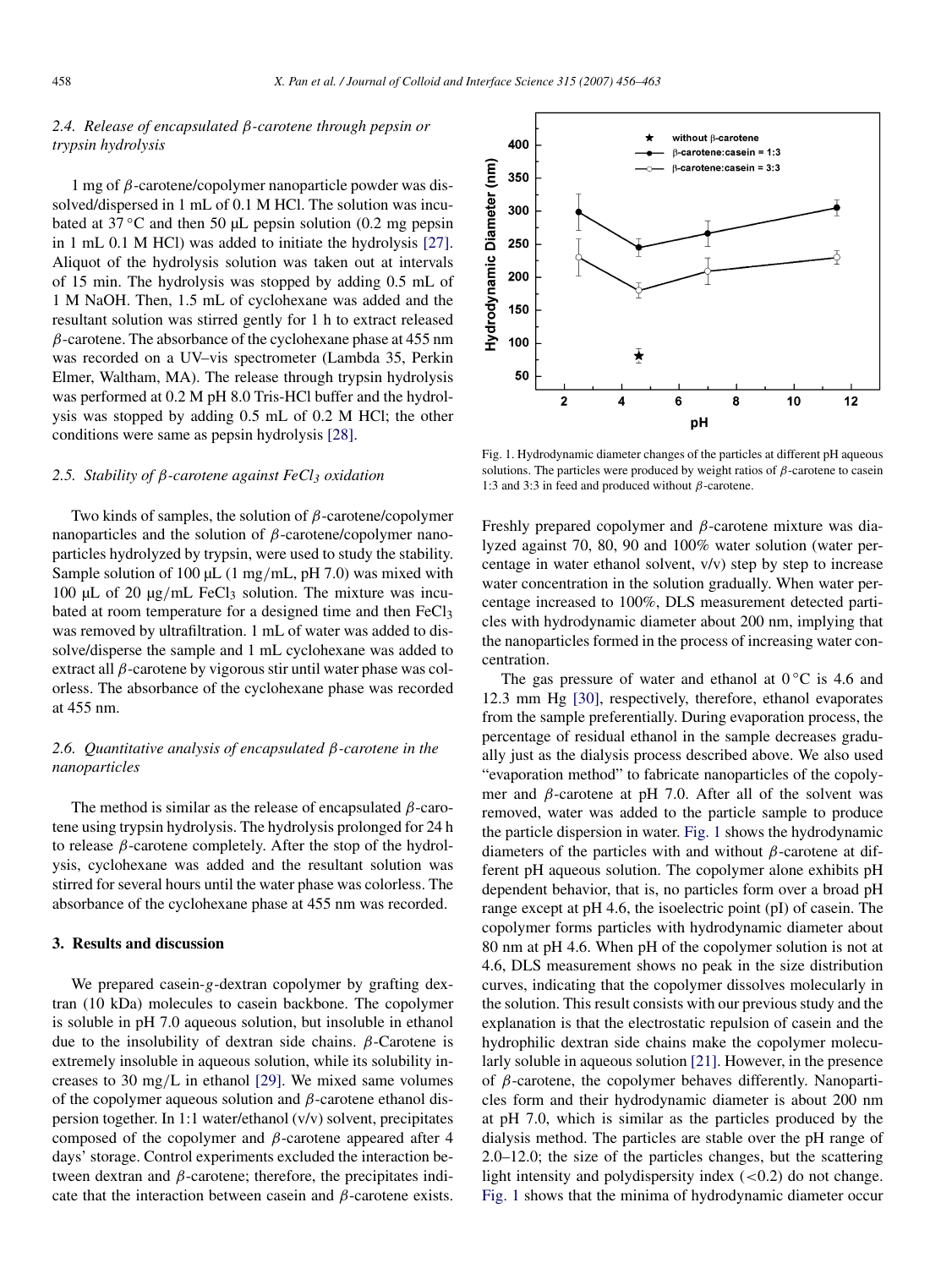### 2.4. Release of encapsulated β-carotene through pepsin or trypsin hydrolysis

1 mg of β-carotene/copolymer nanoparticle powder was dissolved/dispersed in 1 mL of 0.1 M HCl. The solution was incubated at 37 °C and then 50 µL pepsin solution (0.2 mg pepsin in 1 mL 0.1 M HCl) was added to initiate the hydrolysis [27]. Aliquot of the hydrolysis solution was taken out at intervals of 15 min. The hydrolysis was stopped by adding 0.5 mL of 1 M NaOH. Then, 1.5 mL of cyclohexane was added and the resultant solution was stirred gently for 1 h to extract released β-carotene. The absorbance of the cyclohexane phase at 455 nm was recorded on a UV–vis spectrometer (Lambda 35, Perkin Elmer, Waltham, MA). The release through trypsin hydrolysis was performed at 0.2 M pH 8.0 Tris-HCl buffer and the hydrolysis was stopped by adding 0.5 mL of 0.2 M HCl; the other conditions were same as pepsin hydrolysis [28].

### 2.5. Stability of β-carotene against $FeCl_3$ oxidation

Two kinds of samples, the solution of β-carotene/copolymer nanoparticles and the solution of β-carotene/copolymer nanoparticles hydrolyzed by trypsin, were used to study the stability. Sample solution of 100 µL (1 mg/mL, pH 7.0) was mixed with 100 µL of 20 µg/mL $FeCl_3$ solution. The mixture was incubated at room temperature for a designed time and then $FeCl_3$ was removed by ultrafiltration. 1 mL of water was added to dissolve/disperse the sample and 1 mL cyclohexane was added to extract all β-carotene by vigorous stir until water phase was colorless. The absorbance of the cyclohexane phase was recorded at 455 nm.

### 2.6. Quantitative analysis of encapsulated β-carotene in the nanoparticles

The method is similar as the release of encapsulated β-carotene using trypsin hydrolysis. The hydrolysis prolonged for 24 h to release β-carotene completely. After the stop of the hydrolysis, cyclohexane was added and the resultant solution was stirred for several hours until the water phase was colorless. The absorbance of the cyclohexane phase at 455 nm was recorded.

## 3. Results and discussion

We prepared casein-*g*-dextran copolymer by grafting dextran (10 kDa) molecules to casein backbone. The copolymer is soluble in pH 7.0 aqueous solution, but insoluble in ethanol due to the insolubility of dextran side chains. β-Carotene is extremely insoluble in aqueous solution, while its solubility increases to 30 mg/L in ethanol [29]. We mixed same volumes of the copolymer aqueous solution and β-carotene ethanol dispersion together. In 1:1 water/ethanol (v/v) solvent, precipitates composed of the copolymer and β-carotene appeared after 4 days' storage. Control experiments excluded the interaction between dextran and β-carotene; therefore, the precipitates indicate that the interaction between casein and β-carotene exists.

★ without β-carotene
β-carotene:casein = 1:3
β-carotene:casein = 3:3
Hydrodynamic Diameter (nm)
400
350
300
250
200
150
100
50
2
4
6
8
10
12
pH

Fig. 1. Hydrodynamic diameter changes of the particles at different pH aqueous solutions. The particles were produced by weight ratios of β-carotene to casein 1:3 and 3:3 in feed and produced without β-carotene.

Freshly prepared copolymer and β-carotene mixture was dialyzed against 70, 80, 90 and 100% water solution (water percentage in water ethanol solvent, v/v) step by step to increase water concentration in the solution gradually. When water percentage increased to 100%, DLS measurement detected particles with hydrodynamic diameter about 200 nm, implying that the nanoparticles formed in the process of increasing water concentration.

The gas pressure of water and ethanol at 0 °C is 4.6 and 12.3 mm Hg [30], respectively, therefore, ethanol evaporates from the sample preferentially. During evaporation process, the percentage of residual ethanol in the sample decreases gradually just as the dialysis process described above. We also used "evaporation method" to fabricate nanoparticles of the copolymer and β-carotene at pH 7.0. After all of the solvent was removed, water was added to the particle sample to produce the particle dispersion in water. Fig. 1 shows the hydrodynamic diameters of the particles with and without β-carotene at different pH aqueous solution. The copolymer alone exhibits pH dependent behavior, that is, no particles form over a broad pH range except at pH 4.6, the isoelectric point (pI) of casein. The copolymer forms particles with hydrodynamic diameter about 80 nm at pH 4.6. When pH of the copolymer solution is not at 4.6, DLS measurement shows no peak in the size distribution curves, indicating that the copolymer dissolves molecularly in the solution. This result consists with our previous study and the explanation is that the electrostatic repulsion of casein and the hydrophilic dextran side chains make the copolymer molecularly soluble in aqueous solution [21]. However, in the presence of β-carotene, the copolymer behaves differently. Nanoparticles form and their hydrodynamic diameter is about 200 nm at pH 7.0, which is similar as the particles produced by the dialysis method. The particles are stable over the pH range of 2.0–12.0; the size of the particles changes, but the scattering light intensity and polydispersity index ($<0.2$) do not change. Fig. 1 shows that the minima of hydrodynamic diameter occur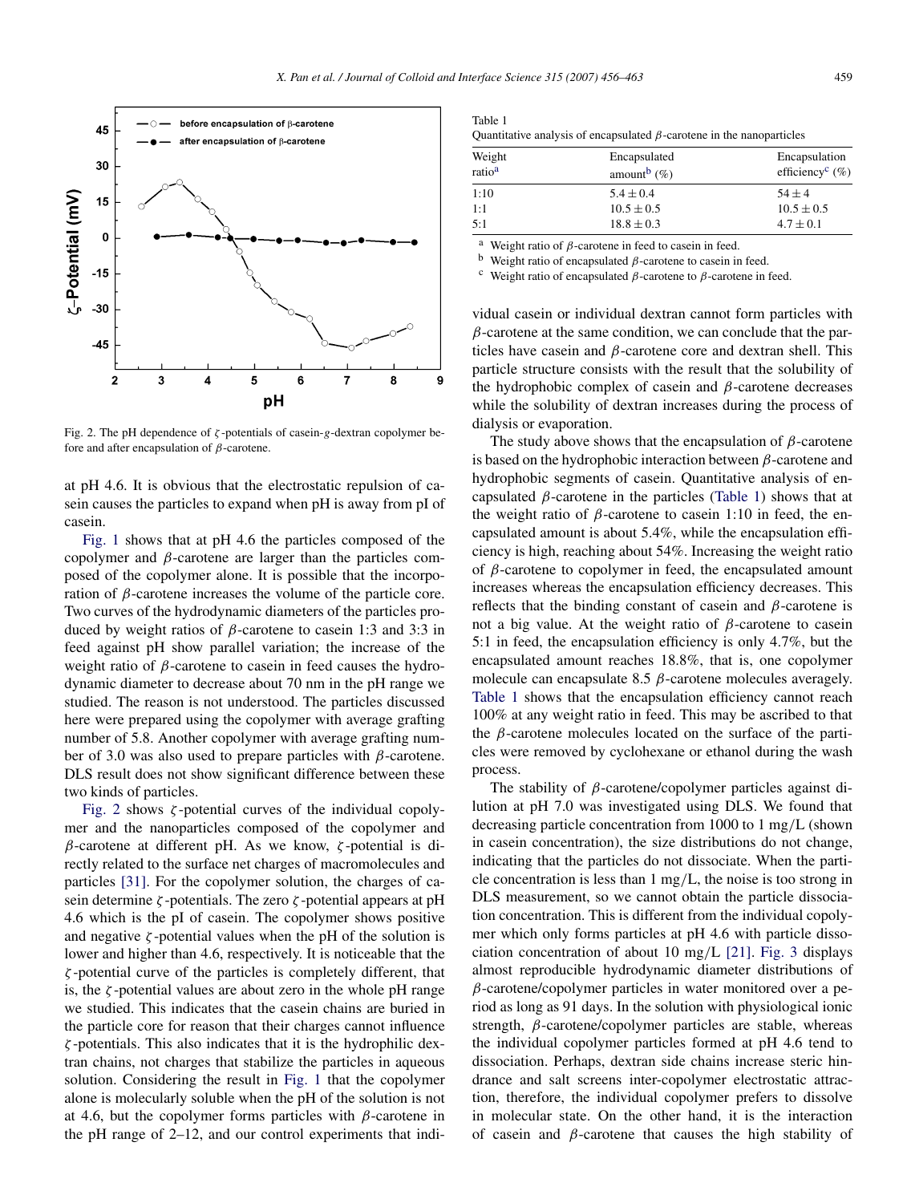before encapsulation of β-carotene

after encapsulation of β-carotene

ζ-Potential (mV)

45

30

15

0

-15

-30

-45

2 3 4 5 6 7 8 9

pH

Fig. 2. The pH dependence of $\zeta$-potentials of casein-$g$-dextran copolymer before and after encapsulation of $\beta$-carotene.

at pH 4.6. It is obvious that the electrostatic repulsion of casein causes the particles to expand when pH is away from pI of casein.

Fig. 1 shows that at pH 4.6 the particles composed of the copolymer and $\beta$-carotene are larger than the particles composed of the copolymer alone. It is possible that the incorporation of $\beta$-carotene increases the volume of the particle core. Two curves of the hydrodynamic diameters of the particles produced by weight ratios of $\beta$-carotene to casein 1:3 and 3:3 in feed against pH show parallel variation; the increase of the weight ratio of $\beta$-carotene to casein in feed causes the hydrodynamic diameter to decrease about 70 nm in the pH range we studied. The reason is not understood. The particles discussed here were prepared using the copolymer with average grafting number of 5.8. Another copolymer with average grafting number of 3.0 was also used to prepare particles with $\beta$-carotene. DLS result does not show significant difference between these two kinds of particles.

Fig. 2 shows $\zeta$-potential curves of the individual copolymer and the nanoparticles composed of the copolymer and $\beta$-carotene at different pH. As we know, $\zeta$-potential is directly related to the surface net charges of macromolecules and particles [31]. For the copolymer solution, the charges of casein determine $\zeta$-potentials. The zero $\zeta$-potential appears at pH 4.6 which is the pI of casein. The copolymer shows positive and negative $\zeta$-potential values when the pH of the solution is lower and higher than 4.6, respectively. It is noticeable that the $\zeta$-potential curve of the particles is completely different, that is, the $\zeta$-potential values are about zero in the whole pH range we studied. This indicates that the casein chains are buried in the particle core for reason that their charges cannot influence $\zeta$-potentials. This also indicates that it is the hydrophilic dextran chains, not charges that stabilize the particles in aqueous solution. Considering the result in Fig. 1 that the copolymer alone is molecularly soluble when the pH of the solution is not at 4.6, but the copolymer forms particles with $\beta$-carotene in the pH range of 2–12, and our control experiments that individual casein or individual dextran cannot form particles with $\beta$-carotene at the same condition, we can conclude that the particles have casein and $\beta$-carotene core and dextran shell. This particle structure consists with the result that the solubility of the hydrophobic complex of casein and $\beta$-carotene decreases while the solubility of dextran increases during the process of dialysis or evaporation.

Table 1
Quantitative analysis of encapsulated $\beta$-carotene in the nanoparticles

| Weight ratio[a] | Encapsulated amount[b] (%) | Encapsulation efficiency[c] (%) |
|---|---|---|
| 1:10 | $5.4 \pm 0.4$ | $54 \pm 4$ |
| 1:1 | $10.5 \pm 0.5$ | $10.5 \pm 0.5$ |
| 5:1 | $18.8 \pm 0.3$ | $4.7 \pm 0.1$ |

[a] Weight ratio of $\beta$-carotene in feed to casein in feed.
[b] Weight ratio of encapsulated $\beta$-carotene to casein in feed.
[c] Weight ratio of encapsulated $\beta$-carotene to $\beta$-carotene in feed.

The study above shows that the encapsulation of $\beta$-carotene is based on the hydrophobic interaction between $\beta$-carotene and hydrophobic segments of casein. Quantitative analysis of encapsulated $\beta$-carotene in the particles (Table 1) shows that at the weight ratio of $\beta$-carotene to casein 1:10 in feed, the encapsulated amount is about 5.4%, while the encapsulation efficiency is high, reaching about 54%. Increasing the weight ratio of $\beta$-carotene to copolymer in feed, the encapsulated amount increases whereas the encapsulation efficiency decreases. This reflects that the binding constant of casein and $\beta$-carotene is not a big value. At the weight ratio of $\beta$-carotene to casein 5:1 in feed, the encapsulation efficiency is only 4.7%, but the encapsulated amount reaches 18.8%, that is, one copolymer molecule can encapsulate 8.5 $\beta$-carotene molecules averagely. Table 1 shows that the encapsulation efficiency cannot reach 100% at any weight ratio in feed. This may be ascribed to that the $\beta$-carotene molecules located on the surface of the particles were removed by cyclohexane or ethanol during the wash process.

The stability of $\beta$-carotene/copolymer particles against dilution at pH 7.0 was investigated using DLS. We found that decreasing particle concentration from 1000 to 1 mg/L (shown in casein concentration), the size distributions do not change, indicating that the particles do not dissociate. When the particle concentration is less than 1 mg/L, the noise is too strong in DLS measurement, so we cannot obtain the particle dissociation concentration. This is different from the individual copolymer which only forms particles at pH 4.6 with particle dissociation concentration of about 10 mg/L [21]. Fig. 3 displays almost reproducible hydrodynamic diameter distributions of $\beta$-carotene/copolymer particles in water monitored over a period as long as 91 days. In the solution with physiological ionic strength, $\beta$-carotene/copolymer particles are stable, whereas the individual copolymer particles formed at pH 4.6 tend to dissociation. Perhaps, dextran side chains increase steric hindrance and salt screens inter-copolymer electrostatic attraction, therefore, the individual copolymer prefers to dissolve in molecular state. On the other hand, it is the interaction of casein and $\beta$-carotene that causes the high stability of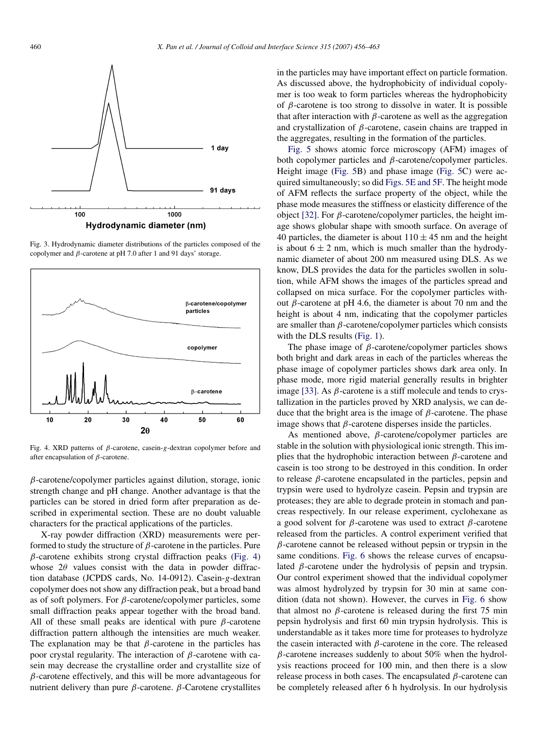Fig. 3. Hydrodynamic diameter distributions of the particles composed of the copolymer and β-carotene at pH 7.0 after 1 and 91 days' storage.

Fig. 4. XRD patterns of β-carotene, casein-*g*-dextran copolymer before and after encapsulation of β-carotene.

β-carotene/copolymer particles against dilution, storage, ionic strength change and pH change. Another advantage is that the particles can be stored in dried form after preparation as described in experimental section. These are no doubt valuable characters for the practical applications of the particles.

X-ray powder diffraction (XRD) measurements were performed to study the structure of β-carotene in the particles. Pure β-carotene exhibits strong crystal diffraction peaks (Fig. 4) whose $2\theta$ values consist with the data in powder diffraction database (JCPDS cards, No. 14-0912). Casein-*g*-dextran copolymer does not show any diffraction peak, but a broad band as of soft polymers. For β-carotene/copolymer particles, some small diffraction peaks appear together with the broad band. All of these small peaks are identical with pure β-carotene diffraction pattern although the intensities are much weaker. The explanation may be that β-carotene in the particles has poor crystal regularity. The interaction of β-carotene with casein may decrease the crystalline order and crystallite size of β-carotene effectively, and this will be more advantageous for nutrient delivery than pure β-carotene. β-Carotene crystallites in the particles may have important effect on particle formation. As discussed above, the hydrophobicity of individual copolymer is too weak to form particles whereas the hydrophobicity of β-carotene is too strong to dissolve in water. It is possible that after interaction with β-carotene as well as the aggregation and crystallization of β-carotene, casein chains are trapped in the aggregates, resulting in the formation of the particles.

Fig. 5 shows atomic force microscopy (AFM) images of both copolymer particles and β-carotene/copolymer particles. Height image (Fig. 5B) and phase image (Fig. 5C) were acquired simultaneously; so did Figs. 5E and 5F. The height mode of AFM reflects the surface property of the object, while the phase mode measures the stiffness or elasticity difference of the object [32]. For β-carotene/copolymer particles, the height image shows globular shape with smooth surface. On average of 40 particles, the diameter is about $110 \pm 45$ nm and the height is about $6 \pm 2$ nm, which is much smaller than the hydrodynamic diameter of about 200 nm measured using DLS. As we know, DLS provides the data for the particles swollen in solution, while AFM shows the images of the particles spread and collapsed on mica surface. For the copolymer particles without β-carotene at pH 4.6, the diameter is about 70 nm and the height is about 4 nm, indicating that the copolymer particles are smaller than β-carotene/copolymer particles which consists with the DLS results (Fig. 1).

The phase image of β-carotene/copolymer particles shows both bright and dark areas in each of the particles whereas the phase image of copolymer particles shows dark area only. In phase mode, more rigid material generally results in brighter image [33]. As β-carotene is a stiff molecule and tends to crystallization in the particles proved by XRD analysis, we can deduce that the bright area is the image of β-carotene. The phase image shows that β-carotene disperses inside the particles.

As mentioned above, β-carotene/copolymer particles are stable in the solution with physiological ionic strength. This implies that the hydrophobic interaction between β-carotene and casein is too strong to be destroyed in this condition. In order to release β-carotene encapsulated in the particles, pepsin and trypsin were used to hydrolyze casein. Pepsin and trypsin are proteases; they are able to degrade protein in stomach and pancreas respectively. In our release experiment, cyclohexane as a good solvent for β-carotene was used to extract β-carotene released from the particles. A control experiment verified that β-carotene cannot be released without pepsin or trypsin in the same conditions. Fig. 6 shows the release curves of encapsulated β-carotene under the hydrolysis of pepsin and trypsin. Our control experiment showed that the individual copolymer was almost hydrolyzed by trypsin for 30 min at same condition (data not shown). However, the curves in Fig. 6 show that almost no β-carotene is released during the first 75 min pepsin hydrolysis and first 60 min trypsin hydrolysis. This is understandable as it takes more time for proteases to hydrolyze the casein interacted with β-carotene in the core. The released β-carotene increases suddenly to about 50% when the hydrolysis reactions proceed for 100 min, and then there is a slow release process in both cases. The encapsulated β-carotene can be completely released after 6 h hydrolysis. In our hydrolysis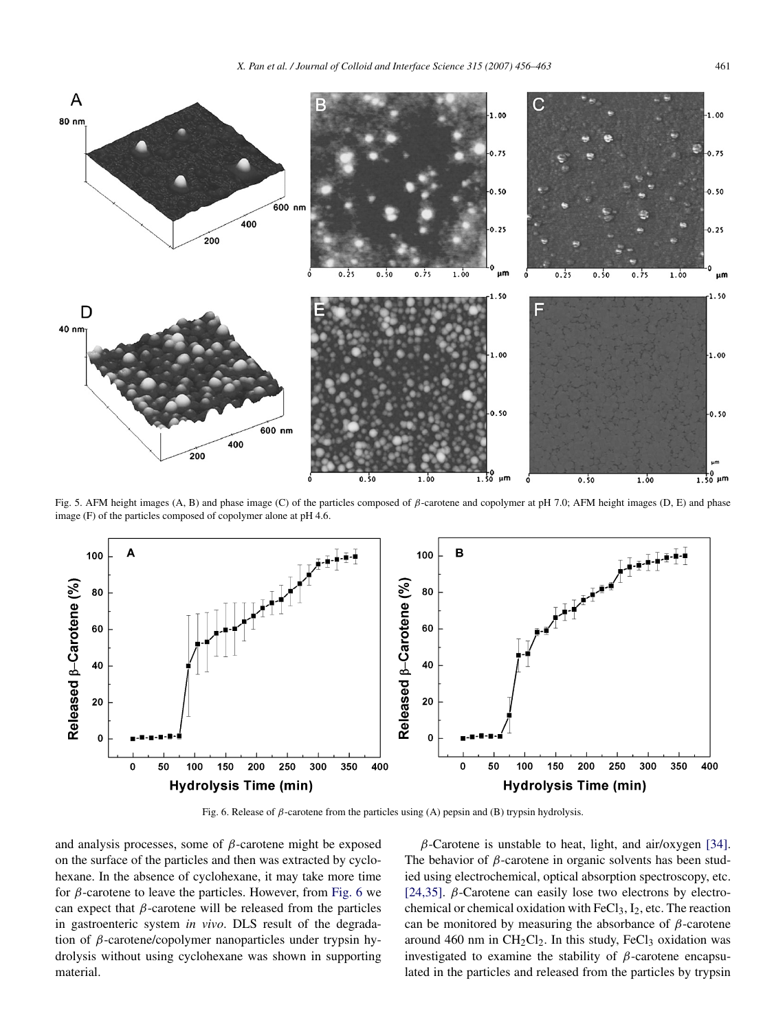Fig. 5. AFM height images (A, B) and phase image (C) of the particles composed of $\beta$-carotene and copolymer at pH 7.0; AFM height images (D, E) and phase image (F) of the particles composed of copolymer alone at pH 4.6.

Fig. 6. Release of $\beta$-carotene from the particles using (A) pepsin and (B) trypsin hydrolysis.

and analysis processes, some of $\beta$-carotene might be exposed on the surface of the particles and then was extracted by cyclohexane. In the absence of cyclohexane, it may take more time for $\beta$-carotene to leave the particles. However, from Fig. 6 we can expect that $\beta$-carotene will be released from the particles in gastroenteric system *in vivo*. DLS result of the degradation of $\beta$-carotene/copolymer nanoparticles under trypsin hydrolysis without using cyclohexane was shown in supporting material.

$\beta$-Carotene is unstable to heat, light, and air/oxygen [34]. The behavior of $\beta$-carotene in organic solvents has been studied using electrochemical, optical absorption spectroscopy, etc. [24,35]. $\beta$-Carotene can easily lose two electrons by electrochemical or chemical oxidation with $FeCl_3$, $I_2$, etc. The reaction can be monitored by measuring the absorbance of $\beta$-carotene around 460 nm in $CH_2Cl_2$. In this study, $FeCl_3$ oxidation was investigated to examine the stability of $\beta$-carotene encapsulated in the particles and released from the particles by trypsin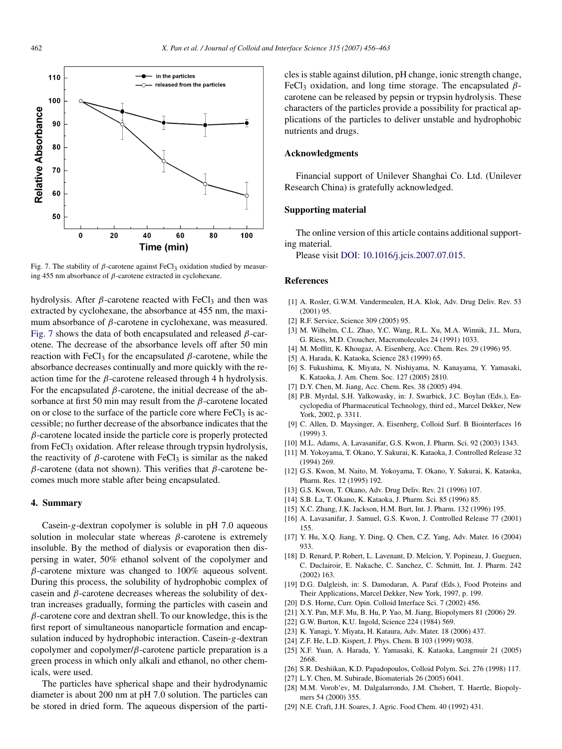Relative Absorbance

Time (min)

in the particles

released from the particles

110
100
90
80
70
60
50

0 20 40 60 80 100

Fig. 7. The stability of $\beta$-carotene against $FeCl_3$ oxidation studied by measuring 455 nm absorbance of $\beta$-carotene extracted in cyclohexane.

hydrolysis. After $\beta$-carotene reacted with $FeCl_3$ and then was extracted by cyclohexane, the absorbance at 455 nm, the maximum absorbance of $\beta$-carotene in cyclohexane, was measured. Fig. 7 shows the data of both encapsulated and released $\beta$-carotene. The decrease of the absorbance levels off after 50 min reaction with $FeCl_3$ for the encapsulated $\beta$-carotene, while the absorbance decreases continually and more quickly with the reaction time for the $\beta$-carotene released through 4 h hydrolysis. For the encapsulated $\beta$-carotene, the initial decrease of the absorbance at first 50 min may result from the $\beta$-carotene located on or close to the surface of the particle core where $FeCl_3$ is accessible; no further decrease of the absorbance indicates that the $\beta$-carotene located inside the particle core is properly protected from $FeCl_3$ oxidation. After release through trypsin hydrolysis, the reactivity of $\beta$-carotene with $FeCl_3$ is similar as the naked $\beta$-carotene (data not shown). This verifies that $\beta$-carotene becomes much more stable after being encapsulated.

## 4. Summary

Casein-*g*-dextran copolymer is soluble in pH 7.0 aqueous solution in molecular state whereas $\beta$-carotene is extremely insoluble. By the method of dialysis or evaporation then dispersing in water, 50% ethanol solvent of the copolymer and $\beta$-carotene mixture was changed to 100% aqueous solvent. During this process, the solubility of hydrophobic complex of casein and $\beta$-carotene decreases whereas the solubility of dextran increases gradually, forming the particles with casein and $\beta$-carotene core and dextran shell. To our knowledge, this is the first report of simultaneous nanoparticle formation and encapsulation induced by hydrophobic interaction. Casein-*g*-dextran copolymer and copolymer/$\beta$-carotene particle preparation is a green process in which only alkali and ethanol, no other chemicals, were used.

The particles have spherical shape and their hydrodynamic diameter is about 200 nm at pH 7.0 solution. The particles can be stored in dried form. The aqueous dispersion of the particles is stable against dilution, pH change, ionic strength change, $FeCl_3$ oxidation, and long time storage. The encapsulated $\beta$-carotene can be released by pepsin or trypsin hydrolysis. These characters of the particles provide a possibility for practical applications of the particles to deliver unstable and hydrophobic nutrients and drugs.

## Acknowledgments

Financial support of Unilever Shanghai Co. Ltd. (Unilever Research China) is gratefully acknowledged.

## Supporting material

The online version of this article contains additional supporting material.

Please visit DOI: 10.1016/j.jcis.2007.07.015.

## References

[1] A. Rosler, G.W.M. Vandermeulen, H.A. Klok, Adv. Drug Deliv. Rev. 53 (2001) 95.
[2] R.F. Service, Science 309 (2005) 95.
[3] M. Wilhelm, C.L. Zhao, Y.C. Wang, R.L. Xu, M.A. Winnik, J.L. Mura, G. Riess, M.D. Croucher, Macromolecules 24 (1991) 1033.
[4] M. Moffitt, K. Khougaz, A. Eisenberg, Acc. Chem. Res. 29 (1996) 95.
[5] A. Harada, K. Kataoka, Science 283 (1999) 65.
[6] S. Fukushima, K. Miyata, N. Nishiyama, N. Kanayama, Y. Yamasaki, K. Kataoka, J. Am. Chem. Soc. 127 (2005) 2810.
[7] D.Y. Chen, M. Jiang, Acc. Chem. Res. 38 (2005) 494.
[8] P.B. Myrdal, S.H. Yalkowasky, in: J. Swarbick, J.C. Boylan (Eds.), Encyclopedia of Pharmaceutical Technology, third ed., Marcel Dekker, New York, 2002, p. 3311.
[9] C. Allen, D. Maysinger, A. Eisenberg, Colloid Surf. B Biointerfaces 16 (1999) 3.
[10] M.L. Adams, A. Lavasanifar, G.S. Kwon, J. Pharm. Sci. 92 (2003) 1343.
[11] M. Yokoyama, T. Okano, Y. Sakurai, K. Kataoka, J. Controlled Release 32 (1994) 269.
[12] G.S. Kwon, M. Naito, M. Yokoyama, T. Okano, Y. Sakurai, K. Kataoka, Pharm. Res. 12 (1995) 192.
[13] G.S. Kwon, T. Okano, Adv. Drug Deliv. Rev. 21 (1996) 107.
[14] S.B. La, T. Okano, K. Kataoka, J. Pharm. Sci. 85 (1996) 85.
[15] X.C. Zhang, J.K. Jackson, H.M. Burt, Int. J. Pharm. 132 (1996) 195.
[16] A. Lavasanifar, J. Samuel, G.S. Kwon, J. Controlled Release 77 (2001) 155.
[17] Y. Hu, X.Q. Jiang, Y. Ding, Q. Chen, C.Z. Yang, Adv. Mater. 16 (2004) 933.
[18] D. Renard, P. Robert, L. Lavenant, D. Melcion, Y. Popineau, J. Gueguen, C. Duclairoir, E. Nakache, C. Sanchez, C. Schmitt, Int. J. Pharm. 242 (2002) 163.
[19] D.G. Dalgleish, in: S. Damodaran, A. Paraf (Eds.), Food Proteins and Their Applications, Marcel Dekker, New York, 1997, p. 199.
[20] D.S. Horne, Curr. Opin. Colloid Interface Sci. 7 (2002) 456.
[21] X.Y. Pan, M.F. Mu, B. Hu, P. Yao, M. Jiang, Biopolymers 81 (2006) 29.
[22] G.W. Burton, K.U. Ingold, Science 224 (1984) 569.
[23] K. Yanagi, Y. Miyata, H. Kataura, Adv. Mater. 18 (2006) 437.
[24] Z.F. He, L.D. Kispert, J. Phys. Chem. B 103 (1999) 9038.
[25] X.F. Yuan, A. Harada, Y. Yamasaki, K. Kataoka, Langmuir 21 (2005) 2668.
[26] S.R. Deshiikan, K.D. Papadopoulos, Colloid Polym. Sci. 276 (1998) 117.
[27] L.Y. Chen, M. Subirade, Biomaterials 26 (2005) 6041.
[28] M.M. Vorob'ev, M. Dalgalarrondo, J.M. Chobert, T. Haertle, Biopolymers 54 (2000) 355.
[29] N.E. Craft, J.H. Soares, J. Agric. Food Chem. 40 (1992) 431.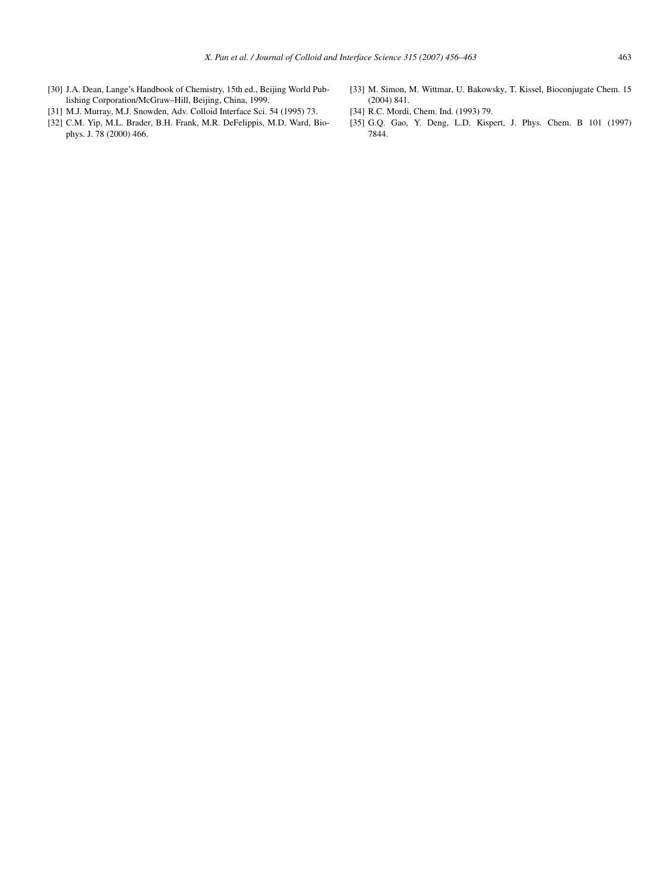[30] J.A. Dean, Lange's Handbook of Chemistry, 15th ed., Beijing World Publishing Corporation/McGraw–Hill, Beijing, China, 1999.

[31] M.J. Murray, M.J. Snowden, Adv. Colloid Interface Sci. 54 (1995) 73.

[32] C.M. Yip, M.L. Brader, B.H. Frank, M.R. DeFelippis, M.D. Ward, Biophys. J. 78 (2000) 466.

[33] M. Simon, M. Wittmar, U. Bakowsky, T. Kissel, Bioconjugate Chem. 15 (2004) 841.

[34] R.C. Mordi, Chem. Ind. (1993) 79.

[35] G.Q. Gao, Y. Deng, L.D. Kispert, J. Phys. Chem. B 101 (1997) 7844.